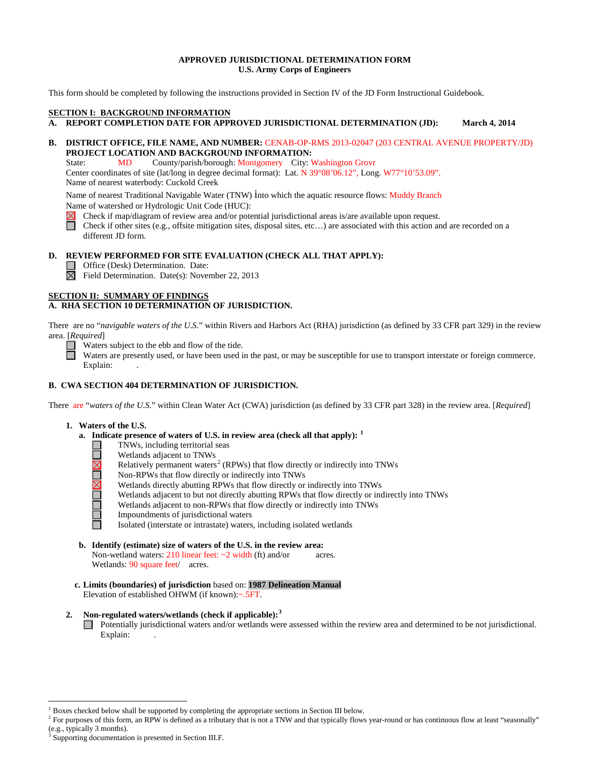**APPROVED JURISDICTIONAL DETERMINATION FORM**
**U.S. Army Corps of Engineers**

This form should be completed by following the instructions provided in Section IV of the JD Form Instructional Guidebook.

## SECTION I: BACKGROUND INFORMATION

**A. REPORT COMPLETION DATE FOR APPROVED JURISDICTIONAL DETERMINATION (JD): March 4, 2014**

**B. DISTRICT OFFICE, FILE NAME, AND NUMBER:** CENAB-OP-RMS 2013-02047 (203 CENTRAL AVENUE PROPERTY/JD)
**PROJECT LOCATION AND BACKGROUND INFORMATION:**
State: MD County/parish/borough: Montgomery City: Washington Grovr
Center coordinates of site (lat/long in degree decimal format): Lat. N 39°08'06.12", Long. W77°10'53.09".
Name of nearest waterbody: Cuckold Creek

Name of nearest Traditional Navigable Water (TNW) into which the aquatic resource flows: Muddy Branch
Name of watershed or Hydrologic Unit Code (HUC):
☒ Check if map/diagram of review area and/or potential jurisdictional areas is/are available upon request.
☐ Check if other sites (e.g., offsite mitigation sites, disposal sites, etc…) are associated with this action and are recorded on a different JD form.

**D. REVIEW PERFORMED FOR SITE EVALUATION (CHECK ALL THAT APPLY):**
☐ Office (Desk) Determination. Date:
☒ Field Determination. Date(s): November 22, 2013

## SECTION II: SUMMARY OF FINDINGS

**A. RHA SECTION 10 DETERMINATION OF JURISDICTION.**

There are no "*navigable waters of the U.S.*" within Rivers and Harbors Act (RHA) jurisdiction (as defined by 33 CFR part 329) in the review area. [*Required*]
☐ Waters subject to the ebb and flow of the tide.
☐ Waters are presently used, or have been used in the past, or may be susceptible for use to transport interstate or foreign commerce. Explain: .

**B. CWA SECTION 404 DETERMINATION OF JURISDICTION.**

There are "*waters of the U.S.*" within Clean Water Act (CWA) jurisdiction (as defined by 33 CFR part 328) in the review area. [*Required*]

1. **Waters of the U.S.**
   a. **Indicate presence of waters of U.S. in review area (check all that apply):** [1]
      ☐ TNWs, including territorial seas
      ☐ Wetlands adjacent to TNWs
      ☒ Relatively permanent waters[2] (RPWs) that flow directly or indirectly into TNWs
      ☐ Non-RPWs that flow directly or indirectly into TNWs
      ☒ Wetlands directly abutting RPWs that flow directly or indirectly into TNWs
      ☐ Wetlands adjacent to but not directly abutting RPWs that flow directly or indirectly into TNWs
      ☐ Wetlands adjacent to non-RPWs that flow directly or indirectly into TNWs
      ☐ Impoundments of jurisdictional waters
      ☐ Isolated (interstate or intrastate) waters, including isolated wetlands

   b. **Identify (estimate) size of waters of the U.S. in the review area:**
      Non-wetland waters: 210 linear feet: ~2 width (ft) and/or acres.
      Wetlands: 90 square feet/ acres.

   c. **Limits (boundaries) of jurisdiction** based on: **1987 Delineation Manual**
      Elevation of established OHWM (if known):~.5FT.

2. **Non-regulated waters/wetlands (check if applicable):**[3]
   ☐ Potentially jurisdictional waters and/or wetlands were assessed within the review area and determined to be not jurisdictional. Explain: .

---

[1] Boxes checked below shall be supported by completing the appropriate sections in Section III below.
[2] For purposes of this form, an RPW is defined as a tributary that is not a TNW and that typically flows year-round or has continuous flow at least "seasonally" (e.g., typically 3 months).
[3] Supporting documentation is presented in Section III.F.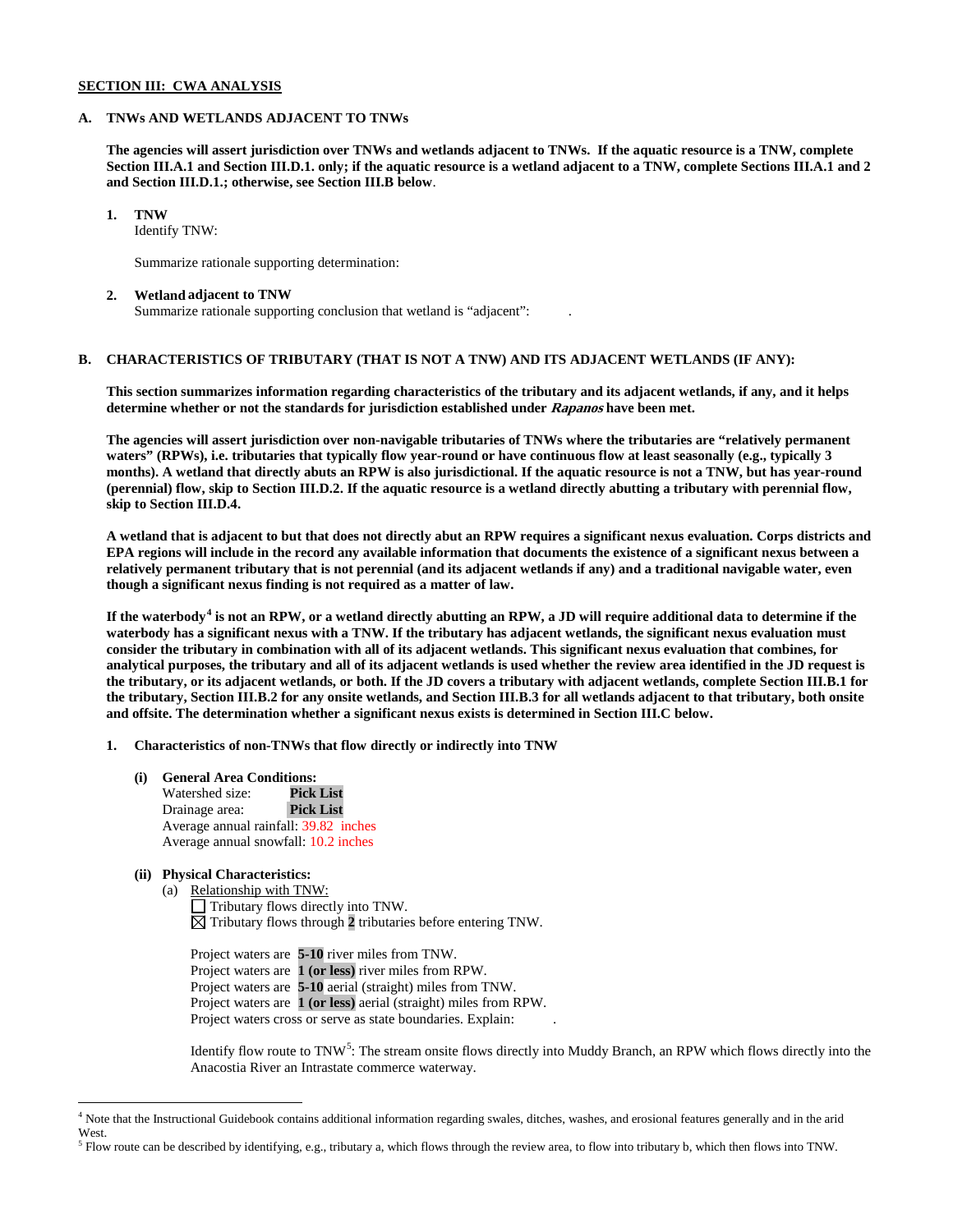## SECTION III: CWA ANALYSIS

**A. TNWs AND WETLANDS ADJACENT TO TNWs**

**The agencies will assert jurisdiction over TNWs and wetlands adjacent to TNWs. If the aquatic resource is a TNW, complete Section III.A.1 and Section III.D.1. only; if the aquatic resource is a wetland adjacent to a TNW, complete Sections III.A.1 and 2 and Section III.D.1.; otherwise, see Section III.B below**.

**1. TNW**
Identify TNW:

Summarize rationale supporting determination:

**2. Wetland adjacent to TNW**
Summarize rationale supporting conclusion that wetland is "adjacent": .

**B. CHARACTERISTICS OF TRIBUTARY (THAT IS NOT A TNW) AND ITS ADJACENT WETLANDS (IF ANY):**

**This section summarizes information regarding characteristics of the tributary and its adjacent wetlands, if any, and it helps determine whether or not the standards for jurisdiction established under *Rapanos* have been met.**

**The agencies will assert jurisdiction over non-navigable tributaries of TNWs where the tributaries are "relatively permanent waters" (RPWs), i.e. tributaries that typically flow year-round or have continuous flow at least seasonally (e.g., typically 3 months). A wetland that directly abuts an RPW is also jurisdictional. If the aquatic resource is not a TNW, but has year-round (perennial) flow, skip to Section III.D.2. If the aquatic resource is a wetland directly abutting a tributary with perennial flow, skip to Section III.D.4.**

**A wetland that is adjacent to but that does not directly abut an RPW requires a significant nexus evaluation. Corps districts and EPA regions will include in the record any available information that documents the existence of a significant nexus between a relatively permanent tributary that is not perennial (and its adjacent wetlands if any) and a traditional navigable water, even though a significant nexus finding is not required as a matter of law.**

**If the waterbody[4] is not an RPW, or a wetland directly abutting an RPW, a JD will require additional data to determine if the waterbody has a significant nexus with a TNW. If the tributary has adjacent wetlands, the significant nexus evaluation must consider the tributary in combination with all of its adjacent wetlands. This significant nexus evaluation that combines, for analytical purposes, the tributary and all of its adjacent wetlands is used whether the review area identified in the JD request is the tributary, or its adjacent wetlands, or both. If the JD covers a tributary with adjacent wetlands, complete Section III.B.1 for the tributary, Section III.B.2 for any onsite wetlands, and Section III.B.3 for all wetlands adjacent to that tributary, both onsite and offsite. The determination whether a significant nexus exists is determined in Section III.C below.**

**1. Characteristics of non-TNWs that flow directly or indirectly into TNW**

**(i) General Area Conditions:**
Watershed size: **Pick List**
Drainage area: **Pick List**
Average annual rainfall: 39.82 inches
Average annual snowfall: 10.2 inches

**(ii) Physical Characteristics:**
(a) Relationship with TNW:
☐ Tributary flows directly into TNW.
☒ Tributary flows through **2** tributaries before entering TNW.

Project waters are **5-10** river miles from TNW.
Project waters are **1 (or less)** river miles from RPW.
Project waters are **5-10** aerial (straight) miles from TNW.
Project waters are **1 (or less)** aerial (straight) miles from RPW.
Project waters cross or serve as state boundaries. Explain: .

Identify flow route to TNW[5]: The stream onsite flows directly into Muddy Branch, an RPW which flows directly into the Anacostia River an Intrastate commerce waterway.

---

[4] Note that the Instructional Guidebook contains additional information regarding swales, ditches, washes, and erosional features generally and in the arid West.
[5] Flow route can be described by identifying, e.g., tributary a, which flows through the review area, to flow into tributary b, which then flows into TNW.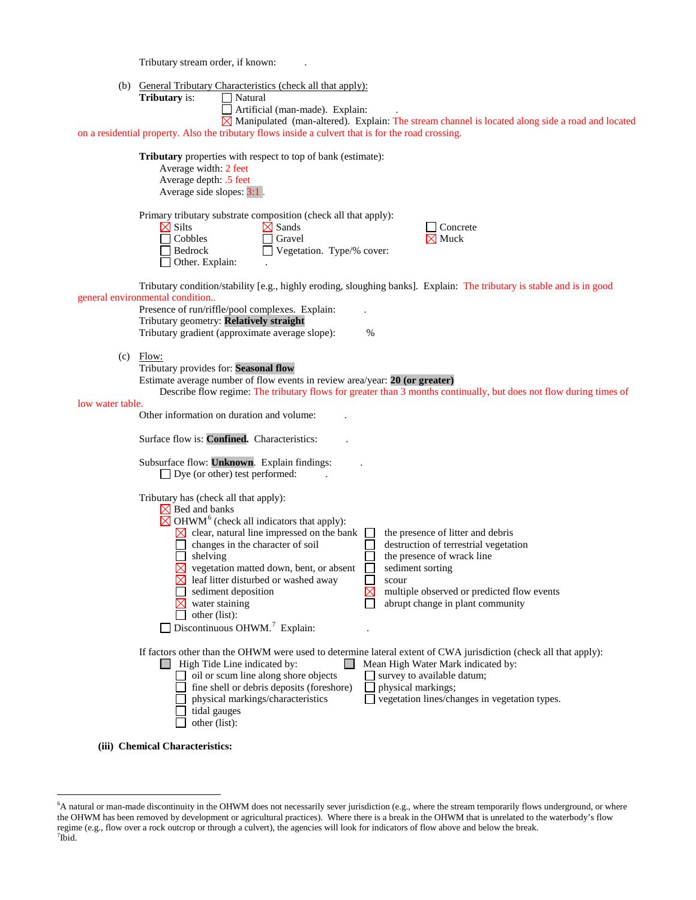Tributary stream order, if known: .

(b) General Tributary Characteristics (check all that apply):

**Tributary** is:
- ☐ Natural
- ☐ Artificial (man-made). Explain: .
- ☒ Manipulated (man-altered). Explain: The stream channel is located along side a road and located on a residential property. Also the tributary flows inside a culvert that is for the road crossing.

**Tributary** properties with respect to top of bank (estimate):
- Average width: 2 feet
- Average depth: .5 feet
- Average side slopes: 3:1.

Primary tributary substrate composition (check all that apply):

- ☒ Silts
- ☒ Sands
- ☐ Concrete
- ☐ Cobbles
- ☐ Gravel
- ☒ Muck
- ☐ Bedrock
- ☐ Vegetation. Type/% cover:
- ☐ Other. Explain: .

Tributary condition/stability [e.g., highly eroding, sloughing banks]. Explain: The tributary is stable and is in good general environmental condition..

Presence of run/riffle/pool complexes. Explain: .

Tributary geometry: **Relatively straight**

Tributary gradient (approximate average slope): %

(c) Flow:

Tributary provides for: **Seasonal flow**

Estimate average number of flow events in review area/year: **20 (or greater)**

Describe flow regime: The tributary flows for greater than 3 months continually, but does not flow during times of low water table.

Other information on duration and volume: .

Surface flow is: **Confined**. Characteristics: .

Subsurface flow: **Unknown**. Explain findings: .
- ☐ Dye (or other) test performed: .

Tributary has (check all that apply):
- ☒ Bed and banks
- ☒ OHWM[6] (check all indicators that apply):
  - ☒ clear, natural line impressed on the bank
  - ☐ changes in the character of soil
  - ☐ shelving
  - ☒ vegetation matted down, bent, or absent
  - ☒ leaf litter disturbed or washed away
  - ☐ sediment deposition
  - ☒ water staining
  - ☐ other (list):
  - ☐ the presence of litter and debris
  - ☐ destruction of terrestrial vegetation
  - ☐ the presence of wrack line
  - ☐ sediment sorting
  - ☐ scour
  - ☒ multiple observed or predicted flow events
  - ☐ abrupt change in plant community
- ☐ Discontinuous OHWM.[7] Explain: .

If factors other than the OHWM were used to determine lateral extent of CWA jurisdiction (check all that apply):
- ☐ High Tide Line indicated by:
  - ☐ oil or scum line along shore objects
  - ☐ fine shell or debris deposits (foreshore)
  - ☐ physical markings/characteristics
  - ☐ tidal gauges
  - ☐ other (list):
- ☐ Mean High Water Mark indicated by:
  - ☐ survey to available datum;
  - ☐ physical markings;
  - ☐ vegetation lines/changes in vegetation types.

**(iii) Chemical Characteristics:**

---

[6] A natural or man-made discontinuity in the OHWM does not necessarily sever jurisdiction (e.g., where the stream temporarily flows underground, or where the OHWM has been removed by development or agricultural practices). Where there is a break in the OHWM that is unrelated to the waterbody's flow regime (e.g., flow over a rock outcrop or through a culvert), the agencies will look for indicators of flow above and below the break.

[7] Ibid.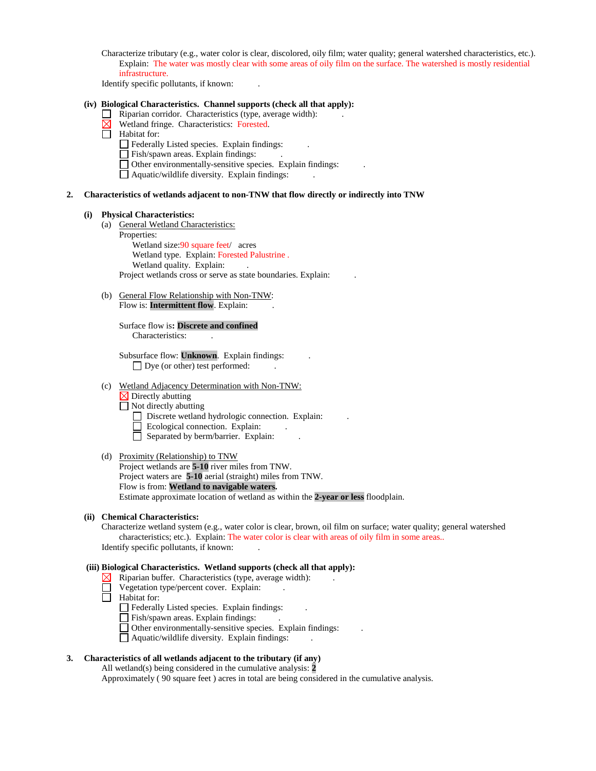Characterize tributary (e.g., water color is clear, discolored, oily film; water quality; general watershed characteristics, etc.).
Explain: The water was mostly clear with some areas of oily film on the surface. The watershed is mostly residential infrastructure.
Identify specific pollutants, if known: .

**(iv) Biological Characteristics. Channel supports (check all that apply):**

☐ Riparian corridor. Characteristics (type, average width): .
☒ Wetland fringe. Characteristics: Forested.
☐ Habitat for:
  ☐ Federally Listed species. Explain findings: .
  ☐ Fish/spawn areas. Explain findings: .
  ☐ Other environmentally-sensitive species. Explain findings: .
  ☐ Aquatic/wildlife diversity. Explain findings: .

**2. Characteristics of wetlands adjacent to non-TNW that flow directly or indirectly into TNW**

**(i) Physical Characteristics:**

(a) General Wetland Characteristics:
Properties:
Wetland size:90 square feet/ acres
Wetland type. Explain: Forested Palustrine .
Wetland quality. Explain: .
Project wetlands cross or serve as state boundaries. Explain: .

(b) General Flow Relationship with Non-TNW:
Flow is: **Intermittent flow**. Explain: .

Surface flow is**: Discrete and confined**
Characteristics: .

Subsurface flow: **Unknown**. Explain findings: .
☐ Dye (or other) test performed: .

(c) Wetland Adjacency Determination with Non-TNW:
☒ Directly abutting
☐ Not directly abutting
  ☐ Discrete wetland hydrologic connection. Explain: .
  ☐ Ecological connection. Explain: .
  ☐ Separated by berm/barrier. Explain: .

(d) Proximity (Relationship) to TNW
Project wetlands are **5-10** river miles from TNW.
Project waters are **5-10** aerial (straight) miles from TNW.
Flow is from: **Wetland to navigable waters.**
Estimate approximate location of wetland as within the **2-year or less** floodplain.

**(ii) Chemical Characteristics:**
Characterize wetland system (e.g., water color is clear, brown, oil film on surface; water quality; general watershed characteristics; etc.). Explain: The water color is clear with areas of oily film in some areas..
Identify specific pollutants, if known: .

**(iii) Biological Characteristics. Wetland supports (check all that apply):**

☒ Riparian buffer. Characteristics (type, average width): .
☐ Vegetation type/percent cover. Explain: .
☐ Habitat for:
  ☐ Federally Listed species. Explain findings: .
  ☐ Fish/spawn areas. Explain findings: .
  ☐ Other environmentally-sensitive species. Explain findings: .
  ☐ Aquatic/wildlife diversity. Explain findings: .

**3. Characteristics of all wetlands adjacent to the tributary (if any)**

All wetland(s) being considered in the cumulative analysis: **2**
Approximately ( 90 square feet ) acres in total are being considered in the cumulative analysis.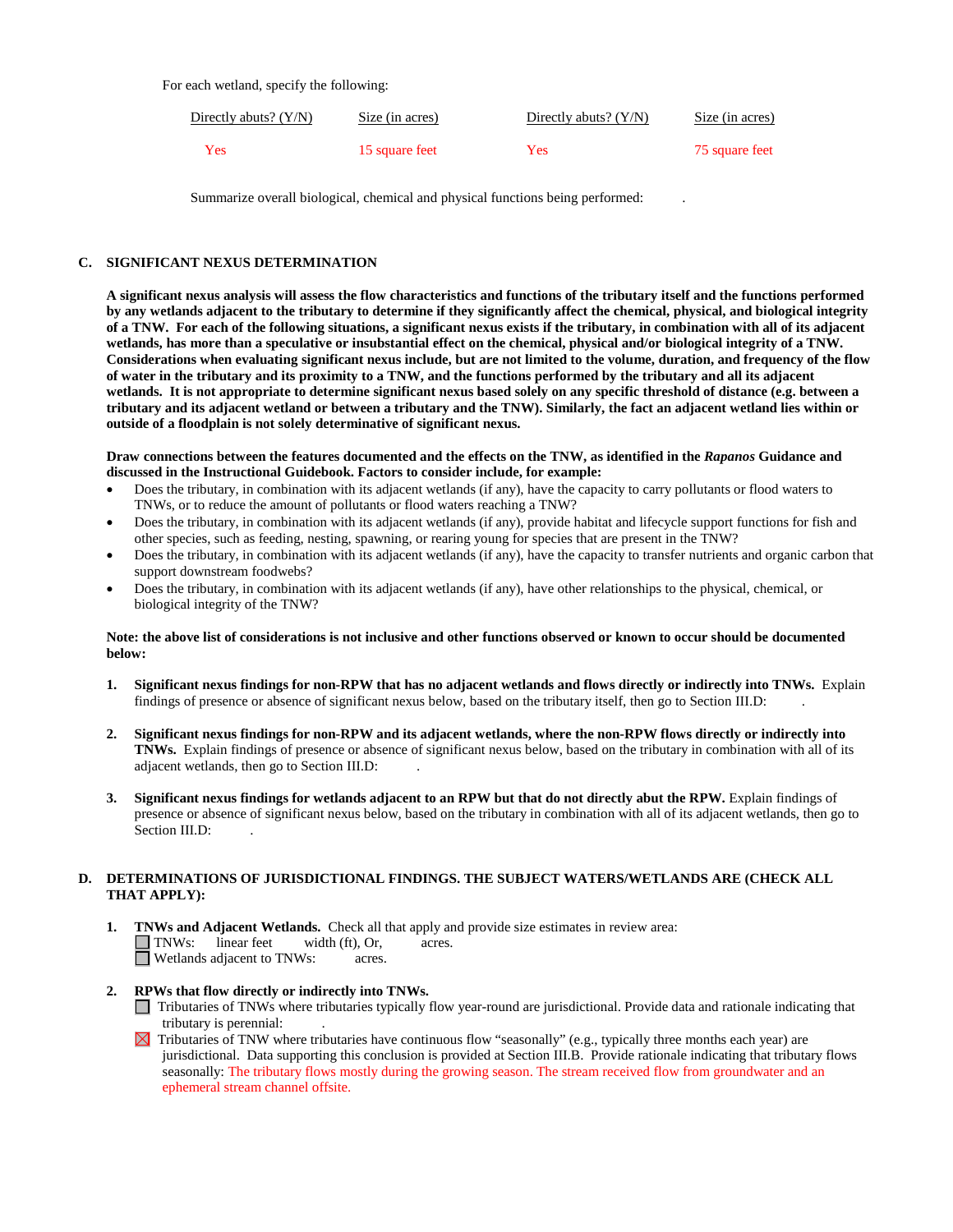For each wetland, specify the following:

| Directly abuts? (Y/N) | Size (in acres) | Directly abuts? (Y/N) | Size (in acres) |
|---|---|---|---|
| Yes | 15 square feet | Yes | 75 square feet |

Summarize overall biological, chemical and physical functions being performed: .

## C. SIGNIFICANT NEXUS DETERMINATION

**A significant nexus analysis will assess the flow characteristics and functions of the tributary itself and the functions performed by any wetlands adjacent to the tributary to determine if they significantly affect the chemical, physical, and biological integrity of a TNW. For each of the following situations, a significant nexus exists if the tributary, in combination with all of its adjacent wetlands, has more than a speculative or insubstantial effect on the chemical, physical and/or biological integrity of a TNW. Considerations when evaluating significant nexus include, but are not limited to the volume, duration, and frequency of the flow of water in the tributary and its proximity to a TNW, and the functions performed by the tributary and all its adjacent wetlands. It is not appropriate to determine significant nexus based solely on any specific threshold of distance (e.g. between a tributary and its adjacent wetland or between a tributary and the TNW). Similarly, the fact an adjacent wetland lies within or outside of a floodplain is not solely determinative of significant nexus.**

**Draw connections between the features documented and the effects on the TNW, as identified in the *Rapanos* Guidance and discussed in the Instructional Guidebook. Factors to consider include, for example:**

- Does the tributary, in combination with its adjacent wetlands (if any), have the capacity to carry pollutants or flood waters to TNWs, or to reduce the amount of pollutants or flood waters reaching a TNW?
- Does the tributary, in combination with its adjacent wetlands (if any), provide habitat and lifecycle support functions for fish and other species, such as feeding, nesting, spawning, or rearing young for species that are present in the TNW?
- Does the tributary, in combination with its adjacent wetlands (if any), have the capacity to transfer nutrients and organic carbon that support downstream foodwebs?
- Does the tributary, in combination with its adjacent wetlands (if any), have other relationships to the physical, chemical, or biological integrity of the TNW?

**Note: the above list of considerations is not inclusive and other functions observed or known to occur should be documented below:**

1. **Significant nexus findings for non-RPW that has no adjacent wetlands and flows directly or indirectly into TNWs.** Explain findings of presence or absence of significant nexus below, based on the tributary itself, then go to Section III.D: .

2. **Significant nexus findings for non-RPW and its adjacent wetlands, where the non-RPW flows directly or indirectly into TNWs.** Explain findings of presence or absence of significant nexus below, based on the tributary in combination with all of its adjacent wetlands, then go to Section III.D: .

3. **Significant nexus findings for wetlands adjacent to an RPW but that do not directly abut the RPW.** Explain findings of presence or absence of significant nexus below, based on the tributary in combination with all of its adjacent wetlands, then go to Section III.D: .

## D. DETERMINATIONS OF JURISDICTIONAL FINDINGS. THE SUBJECT WATERS/WETLANDS ARE (CHECK ALL THAT APPLY):

1. **TNWs and Adjacent Wetlands.** Check all that apply and provide size estimates in review area:
   - ☐ TNWs: linear feet width (ft), Or, acres.
   - ☐ Wetlands adjacent to TNWs: acres.

2. **RPWs that flow directly or indirectly into TNWs.**
   - ☐ Tributaries of TNWs where tributaries typically flow year-round are jurisdictional. Provide data and rationale indicating that tributary is perennial: .
   - ☒ Tributaries of TNW where tributaries have continuous flow "seasonally" (e.g., typically three months each year) are jurisdictional. Data supporting this conclusion is provided at Section III.B. Provide rationale indicating that tributary flows seasonally: The tributary flows mostly during the growing season. The stream received flow from groundwater and an ephemeral stream channel offsite.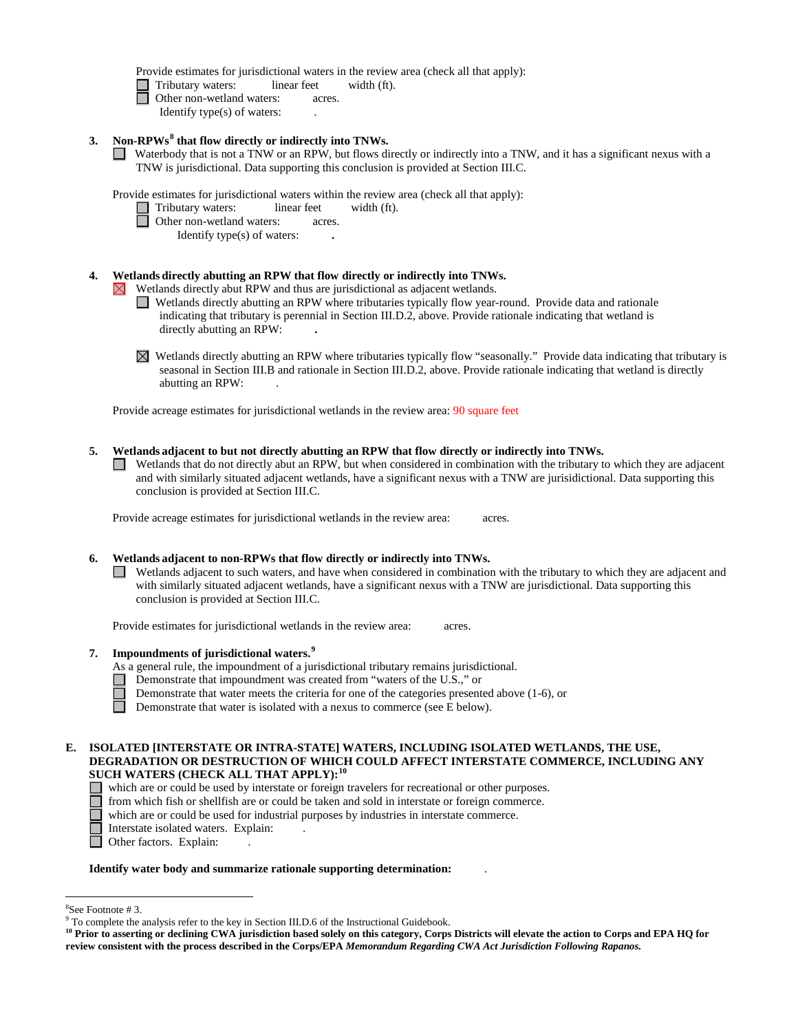Provide estimates for jurisdictional waters in the review area (check all that apply):

- ☐ Tributary waters: linear feet width (ft).
- ☐ Other non-wetland waters: acres.
  - Identify type(s) of waters: .

**3. Non-RPWs[8] that flow directly or indirectly into TNWs.**

☐ Waterbody that is not a TNW or an RPW, but flows directly or indirectly into a TNW, and it has a significant nexus with a TNW is jurisdictional. Data supporting this conclusion is provided at Section III.C.

Provide estimates for jurisdictional waters within the review area (check all that apply):

- ☐ Tributary waters: linear feet width (ft).
- ☐ Other non-wetland waters: acres.
  - Identify type(s) of waters: .

**4. Wetlands directly abutting an RPW that flow directly or indirectly into TNWs.**

☒ Wetlands directly abut RPW and thus are jurisdictional as adjacent wetlands.

- ☐ Wetlands directly abutting an RPW where tributaries typically flow year-round. Provide data and rationale indicating that tributary is perennial in Section III.D.2, above. Provide rationale indicating that wetland is directly abutting an RPW: .
- ☒ Wetlands directly abutting an RPW where tributaries typically flow "seasonally." Provide data indicating that tributary is seasonal in Section III.B and rationale in Section III.D.2, above. Provide rationale indicating that wetland is directly abutting an RPW: .

Provide acreage estimates for jurisdictional wetlands in the review area: 90 square feet

**5. Wetlands adjacent to but not directly abutting an RPW that flow directly or indirectly into TNWs.**

☐ Wetlands that do not directly abut an RPW, but when considered in combination with the tributary to which they are adjacent and with similarly situated adjacent wetlands, have a significant nexus with a TNW are jurisidictional. Data supporting this conclusion is provided at Section III.C.

Provide acreage estimates for jurisdictional wetlands in the review area: acres.

**6. Wetlands adjacent to non-RPWs that flow directly or indirectly into TNWs.**

☐ Wetlands adjacent to such waters, and have when considered in combination with the tributary to which they are adjacent and with similarly situated adjacent wetlands, have a significant nexus with a TNW are jurisdictional. Data supporting this conclusion is provided at Section III.C.

Provide estimates for jurisdictional wetlands in the review area: acres.

**7. Impoundments of jurisdictional waters.[9]**

As a general rule, the impoundment of a jurisdictional tributary remains jurisdictional.

- ☐ Demonstrate that impoundment was created from "waters of the U.S.," or
- ☐ Demonstrate that water meets the criteria for one of the categories presented above (1-6), or
- ☐ Demonstrate that water is isolated with a nexus to commerce (see E below).

**E. ISOLATED [INTERSTATE OR INTRA-STATE] WATERS, INCLUDING ISOLATED WETLANDS, THE USE, DEGRADATION OR DESTRUCTION OF WHICH COULD AFFECT INTERSTATE COMMERCE, INCLUDING ANY SUCH WATERS (CHECK ALL THAT APPLY):[10]**

- ☐ which are or could be used by interstate or foreign travelers for recreational or other purposes.
- ☐ from which fish or shellfish are or could be taken and sold in interstate or foreign commerce.
- ☐ which are or could be used for industrial purposes by industries in interstate commerce.
- ☐ Interstate isolated waters. Explain: .
- ☐ Other factors. Explain: .

**Identify water body and summarize rationale supporting determination:** .

---

[8] See Footnote # 3.

[9] To complete the analysis refer to the key in Section III.D.6 of the Instructional Guidebook.

**[10] Prior to asserting or declining CWA jurisdiction based solely on this category, Corps Districts will elevate the action to Corps and EPA HQ for review consistent with the process described in the Corps/EPA *Memorandum Regarding CWA Act Jurisdiction Following Rapanos.***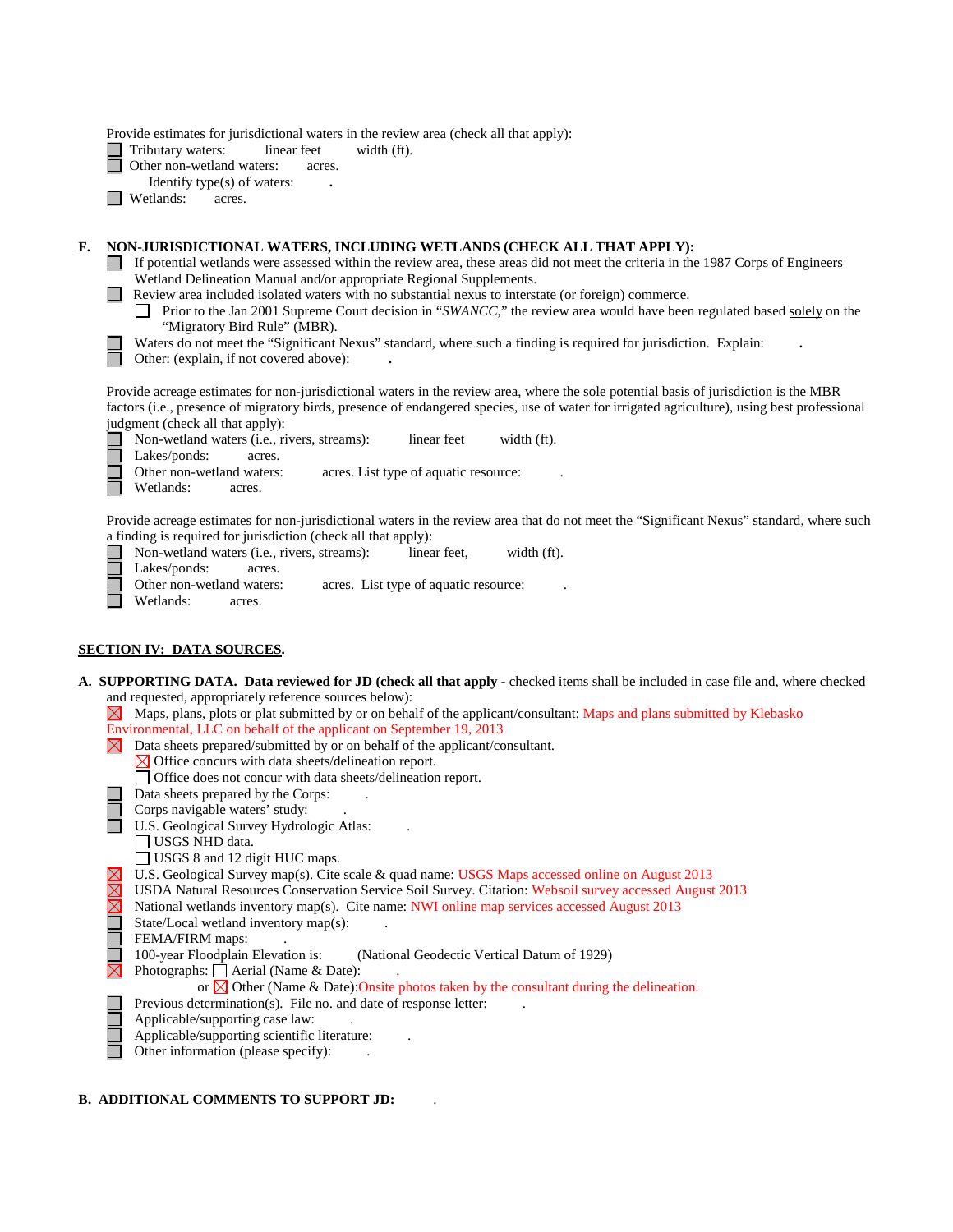Provide estimates for jurisdictional waters in the review area (check all that apply):

- ☐ Tributary waters: linear feet width (ft).
- ☐ Other non-wetland waters: acres.
  - Identify type(s) of waters: .
- ☐ Wetlands: acres.

**F. NON-JURISDICTIONAL WATERS, INCLUDING WETLANDS (CHECK ALL THAT APPLY):**

- ☐ If potential wetlands were assessed within the review area, these areas did not meet the criteria in the 1987 Corps of Engineers Wetland Delineation Manual and/or appropriate Regional Supplements.
- ☐ Review area included isolated waters with no substantial nexus to interstate (or foreign) commerce.
  - ☐ Prior to the Jan 2001 Supreme Court decision in "*SWANCC*," the review area would have been regulated based <u>solely</u> on the "Migratory Bird Rule" (MBR).
- ☐ Waters do not meet the "Significant Nexus" standard, where such a finding is required for jurisdiction. Explain: .
- ☐ Other: (explain, if not covered above): .

Provide acreage estimates for non-jurisdictional waters in the review area, where the <u>sole</u> potential basis of jurisdiction is the MBR factors (i.e., presence of migratory birds, presence of endangered species, use of water for irrigated agriculture), using best professional judgment (check all that apply):

- ☐ Non-wetland waters (i.e., rivers, streams): linear feet width (ft).
- ☐ Lakes/ponds: acres.
- ☐ Other non-wetland waters: acres. List type of aquatic resource: .
- ☐ Wetlands: acres.

Provide acreage estimates for non-jurisdictional waters in the review area that do not meet the "Significant Nexus" standard, where such a finding is required for jurisdiction (check all that apply):

- ☐ Non-wetland waters (i.e., rivers, streams): linear feet, width (ft).
- ☐ Lakes/ponds: acres.
- ☐ Other non-wetland waters: acres. List type of aquatic resource: .
- ☐ Wetlands: acres.

## <u>SECTION IV: DATA SOURCES</u>.

**A. SUPPORTING DATA. Data reviewed for JD (check all that apply** - checked items shall be included in case file and, where checked and requested, appropriately reference sources below):

- ☒ Maps, plans, plots or plat submitted by or on behalf of the applicant/consultant: Maps and plans submitted by Klebasko Environmental, LLC on behalf of the applicant on September 19, 2013
- ☒ Data sheets prepared/submitted by or on behalf of the applicant/consultant.
  - ☒ Office concurs with data sheets/delineation report.
  - ☐ Office does not concur with data sheets/delineation report.
- ☐ Data sheets prepared by the Corps: .
- ☐ Corps navigable waters' study: .
- ☐ U.S. Geological Survey Hydrologic Atlas: .
  - ☐ USGS NHD data.
  - ☐ USGS 8 and 12 digit HUC maps.
- ☒ U.S. Geological Survey map(s). Cite scale & quad name: USGS Maps accessed online on August 2013
- ☒ USDA Natural Resources Conservation Service Soil Survey. Citation: Websoil survey accessed August 2013
- ☒ National wetlands inventory map(s). Cite name: NWI online map services accessed August 2013
- ☐ State/Local wetland inventory map(s): .
- ☐ FEMA/FIRM maps: .
- ☐ 100-year Floodplain Elevation is: (National Geodectic Vertical Datum of 1929)
- ☒ Photographs: ☐ Aerial (Name & Date): .
  - or ☒ Other (Name & Date):Onsite photos taken by the consultant during the delineation.
- ☐ Previous determination(s). File no. and date of response letter: .
- ☐ Applicable/supporting case law: .
- ☐ Applicable/supporting scientific literature: .
- ☐ Other information (please specify): .

**B. ADDITIONAL COMMENTS TO SUPPORT JD:** .